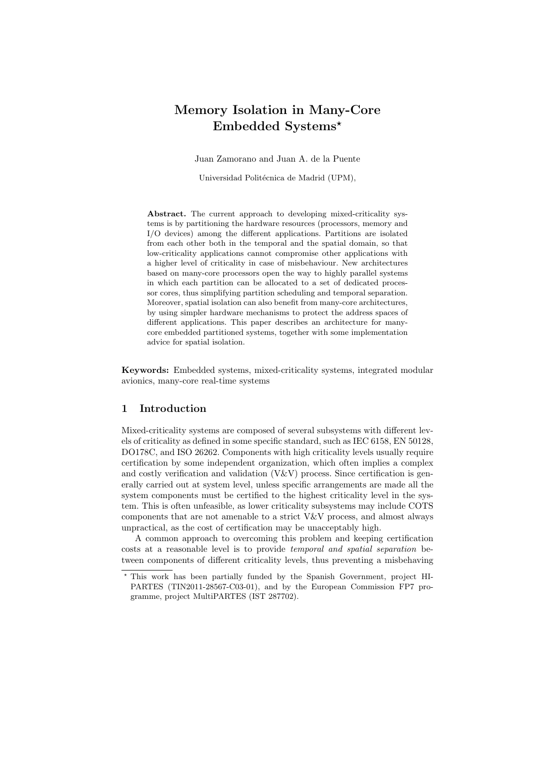# Memory Isolation in Many-Core Embedded Systems*

Juan Zamorano and Juan A. de la Puente

Universidad Politécnica de Madrid (UPM),

**Abstract.** The current approach to developing mixed-criticality systems is by partitioning the hardware resources (processors, memory and I/O devices) among the different applications. Partitions are isolated from each other both in the temporal and the spatial domain, so that low-criticality applications cannot compromise other applications with a higher level of criticality in case of misbehaviour. New architectures based on many-core processors open the way to highly parallel systems in which each partition can be allocated to a set of dedicated processor cores, thus simplifying partition scheduling and temporal separation. Moreover, spatial isolation can also benefit from many-core architectures, by using simpler hardware mechanisms to protect the address spaces of different applications. This paper describes an architecture for many-core embedded partitioned systems, together with some implementation advice for spatial isolation.

**Keywords:** Embedded systems, mixed-criticality systems, integrated modular avionics, many-core real-time systems

## 1 Introduction

Mixed-criticality systems are composed of several subsystems with different levels of criticality as defined in some specific standard, such as IEC 6158, EN 50128, DO178C, and ISO 26262. Components with high criticality levels usually require certification by some independent organization, which often implies a complex and costly verification and validation (V&V) process. Since certification is generally carried out at system level, unless specific arrangements are made all the system components must be certified to the highest criticality level in the system. This is often unfeasible, as lower criticality subsystems may include COTS components that are not amenable to a strict V&V process, and almost always unpractical, as the cost of certification may be unacceptably high.

A common approach to overcoming this problem and keeping certification costs at a reasonable level is to provide *temporal and spatial separation* between components of different criticality levels, thus preventing a misbehaving

* This work has been partially funded by the Spanish Government, project HI-PARTES (TIN2011-28567-C03-01), and by the European Commission FP7 programme, project MultiPARTES (IST 287702).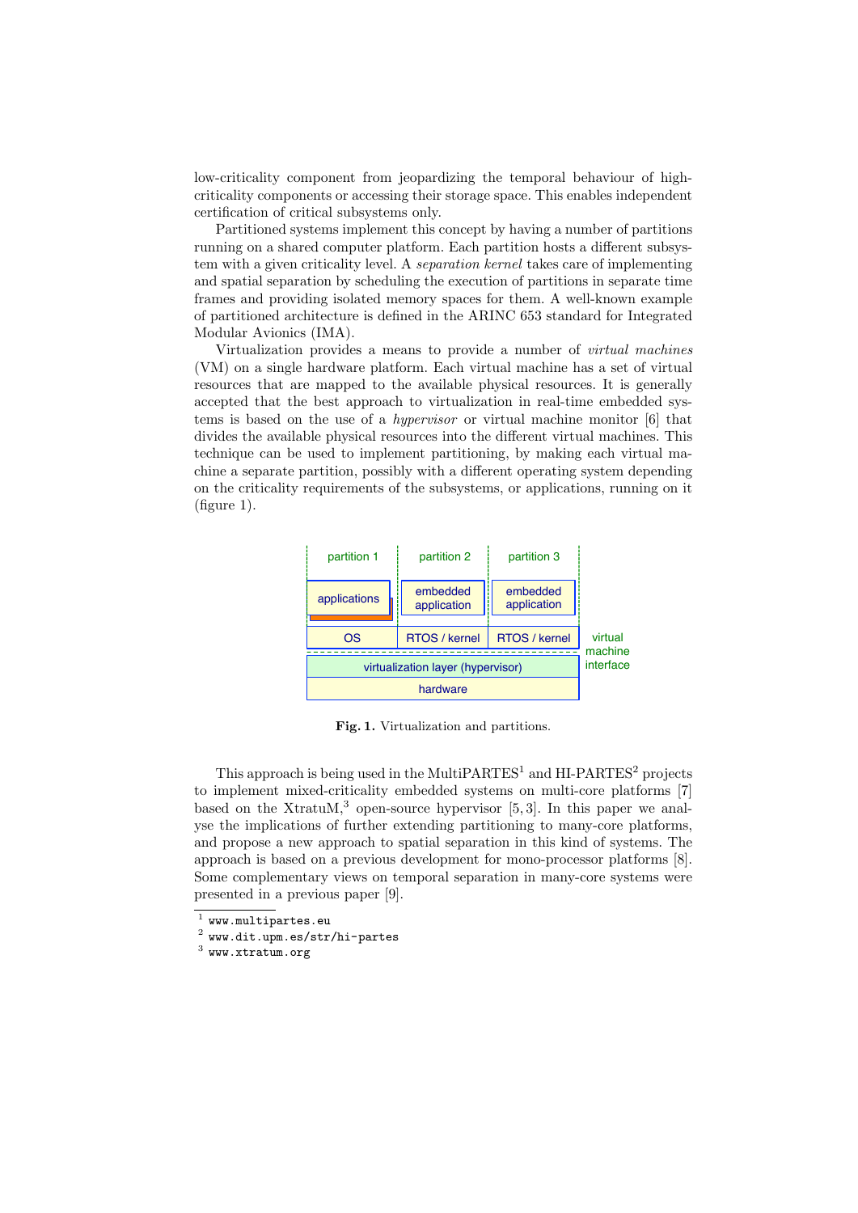low-criticality component from jeopardizing the temporal behaviour of high-criticality components or accessing their storage space. This enables independent certification of critical subsystems only.

Partitioned systems implement this concept by having a number of partitions running on a shared computer platform. Each partition hosts a different subsystem with a given criticality level. A *separation kernel* takes care of implementing and spatial separation by scheduling the execution of partitions in separate time frames and providing isolated memory spaces for them. A well-known example of partitioned architecture is defined in the ARINC 653 standard for Integrated Modular Avionics (IMA).

Virtualization provides a means to provide a number of *virtual machines* (VM) on a single hardware platform. Each virtual machine has a set of virtual resources that are mapped to the available physical resources. It is generally accepted that the best approach to virtualization in real-time embedded systems is based on the use of a *hypervisor* or virtual machine monitor [6] that divides the available physical resources into the different virtual machines. This technique can be used to implement partitioning, by making each virtual machine a separate partition, possibly with a different operating system depending on the criticality requirements of the subsystems, or applications, running on it (figure 1).

| partition 1 | partition 2 | partition 3 | |
|---|---|---|---|
| applications | embedded application | embedded application | |
| OS | RTOS / kernel | RTOS / kernel | virtual machine interface |
| virtualization layer (hypervisor) | | | |
| hardware | | | |

**Fig. 1.** Virtualization and partitions.

This approach is being used in the MultiPARTES[1] and HI-PARTES[2] projects to implement mixed-criticality embedded systems on multi-core platforms [7] based on the XtratuM,[3] open-source hypervisor [5, 3]. In this paper we analyse the implications of further extending partitioning to many-core platforms, and propose a new approach to spatial separation in this kind of systems. The approach is based on a previous development for mono-processor platforms [8]. Some complementary views on temporal separation in many-core systems were presented in a previous paper [9].

[1] www.multipartes.eu

[2] www.dit.upm.es/str/hi-partes

[3] www.xtratum.org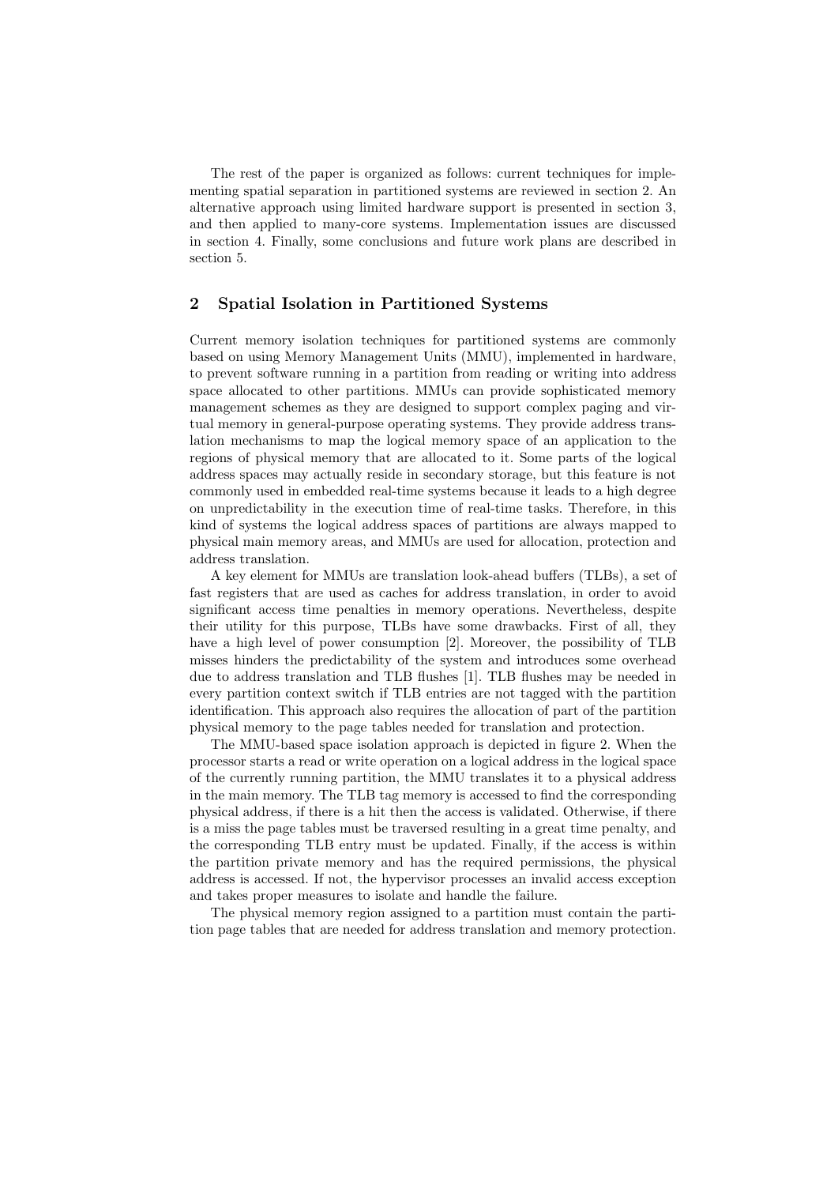The rest of the paper is organized as follows: current techniques for implementing spatial separation in partitioned systems are reviewed in section 2. An alternative approach using limited hardware support is presented in section 3, and then applied to many-core systems. Implementation issues are discussed in section 4. Finally, some conclusions and future work plans are described in section 5.

## 2 Spatial Isolation in Partitioned Systems

Current memory isolation techniques for partitioned systems are commonly based on using Memory Management Units (MMU), implemented in hardware, to prevent software running in a partition from reading or writing into address space allocated to other partitions. MMUs can provide sophisticated memory management schemes as they are designed to support complex paging and virtual memory in general-purpose operating systems. They provide address translation mechanisms to map the logical memory space of an application to the regions of physical memory that are allocated to it. Some parts of the logical address spaces may actually reside in secondary storage, but this feature is not commonly used in embedded real-time systems because it leads to a high degree on unpredictability in the execution time of real-time tasks. Therefore, in this kind of systems the logical address spaces of partitions are always mapped to physical main memory areas, and MMUs are used for allocation, protection and address translation.

A key element for MMUs are translation look-ahead buffers (TLBs), a set of fast registers that are used as caches for address translation, in order to avoid significant access time penalties in memory operations. Nevertheless, despite their utility for this purpose, TLBs have some drawbacks. First of all, they have a high level of power consumption [2]. Moreover, the possibility of TLB misses hinders the predictability of the system and introduces some overhead due to address translation and TLB flushes [1]. TLB flushes may be needed in every partition context switch if TLB entries are not tagged with the partition identification. This approach also requires the allocation of part of the partition physical memory to the page tables needed for translation and protection.

The MMU-based space isolation approach is depicted in figure 2. When the processor starts a read or write operation on a logical address in the logical space of the currently running partition, the MMU translates it to a physical address in the main memory. The TLB tag memory is accessed to find the corresponding physical address, if there is a hit then the access is validated. Otherwise, if there is a miss the page tables must be traversed resulting in a great time penalty, and the corresponding TLB entry must be updated. Finally, if the access is within the partition private memory and has the required permissions, the physical address is accessed. If not, the hypervisor processes an invalid access exception and takes proper measures to isolate and handle the failure.

The physical memory region assigned to a partition must contain the partition page tables that are needed for address translation and memory protection.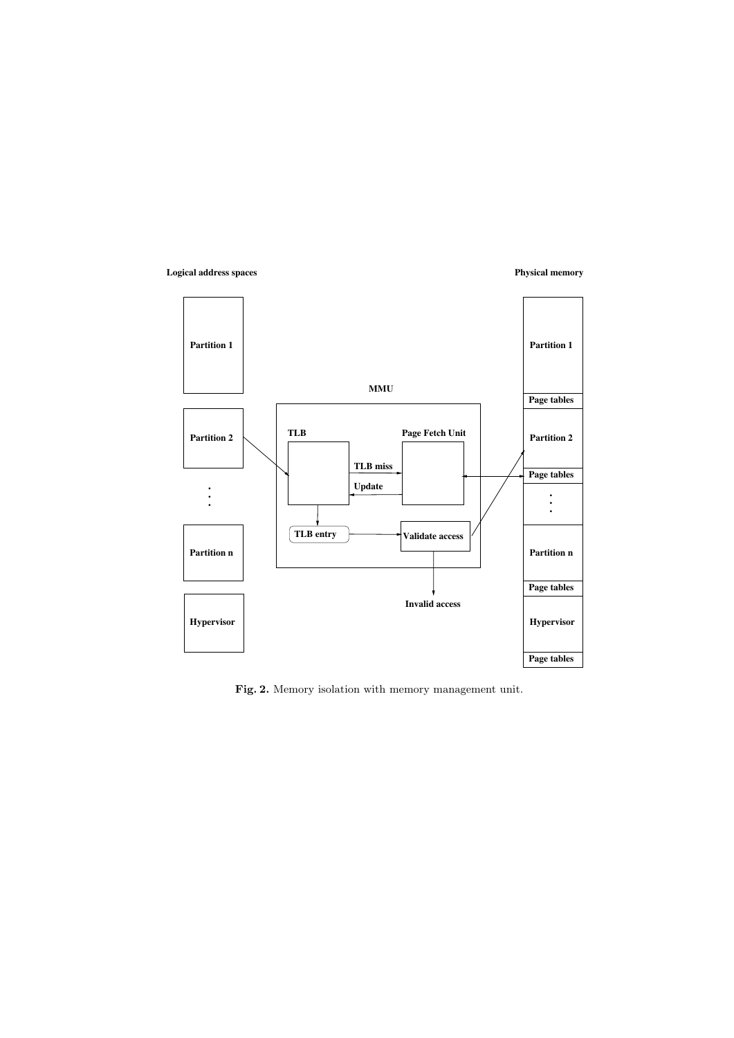**Fig. 2.** Memory isolation with memory management unit.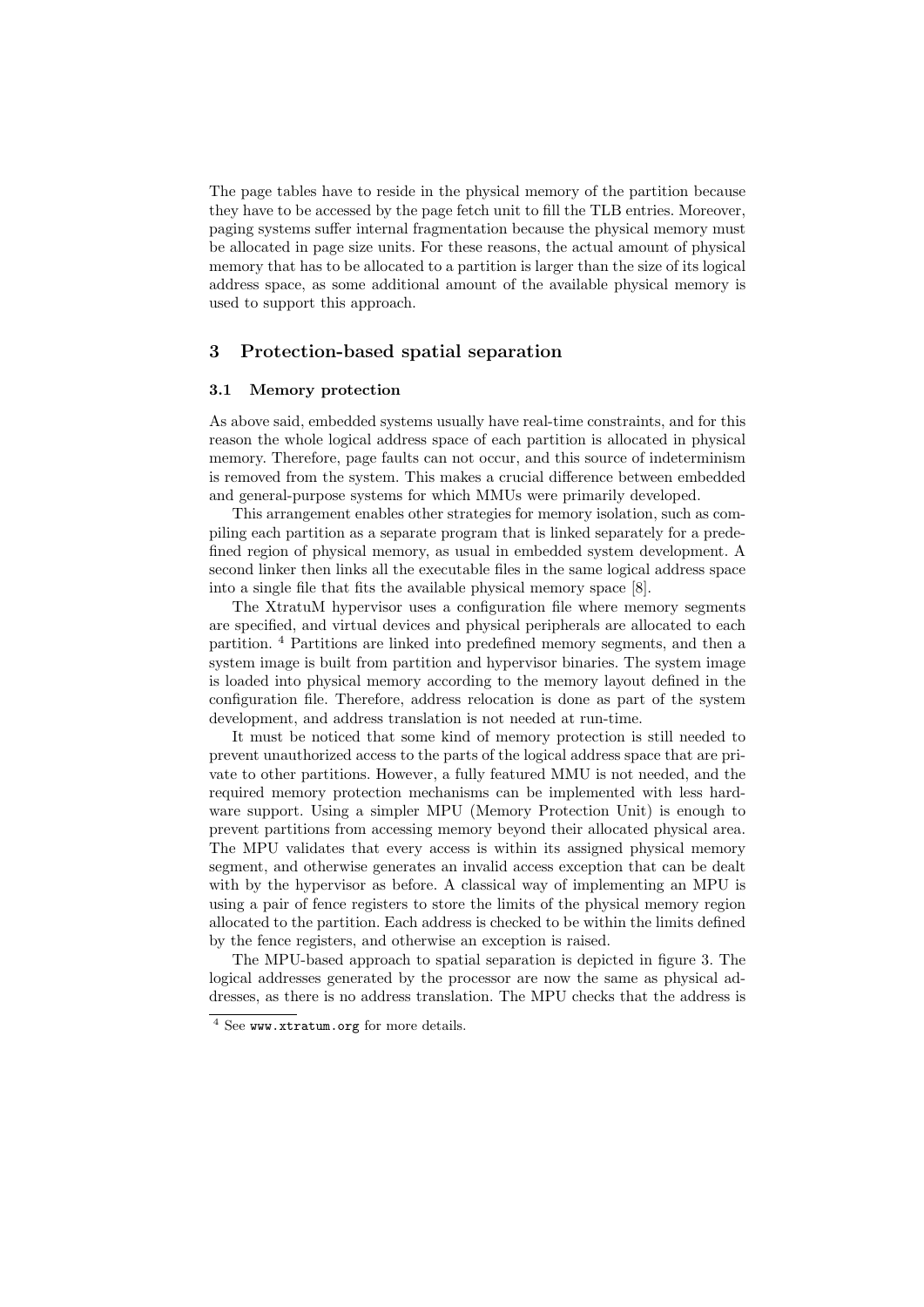The page tables have to reside in the physical memory of the partition because they have to be accessed by the page fetch unit to fill the TLB entries. Moreover, paging systems suffer internal fragmentation because the physical memory must be allocated in page size units. For these reasons, the actual amount of physical memory that has to be allocated to a partition is larger than the size of its logical address space, as some additional amount of the available physical memory is used to support this approach.

## 3 Protection-based spatial separation

### 3.1 Memory protection

As above said, embedded systems usually have real-time constraints, and for this reason the whole logical address space of each partition is allocated in physical memory. Therefore, page faults can not occur, and this source of indeterminism is removed from the system. This makes a crucial difference between embedded and general-purpose systems for which MMUs were primarily developed.

This arrangement enables other strategies for memory isolation, such as compiling each partition as a separate program that is linked separately for a predefined region of physical memory, as usual in embedded system development. A second linker then links all the executable files in the same logical address space into a single file that fits the available physical memory space [8].

The XtratuM hypervisor uses a configuration file where memory segments are specified, and virtual devices and physical peripherals are allocated to each partition. [4] Partitions are linked into predefined memory segments, and then a system image is built from partition and hypervisor binaries. The system image is loaded into physical memory according to the memory layout defined in the configuration file. Therefore, address relocation is done as part of the system development, and address translation is not needed at run-time.

It must be noticed that some kind of memory protection is still needed to prevent unauthorized access to the parts of the logical address space that are private to other partitions. However, a fully featured MMU is not needed, and the required memory protection mechanisms can be implemented with less hardware support. Using a simpler MPU (Memory Protection Unit) is enough to prevent partitions from accessing memory beyond their allocated physical area. The MPU validates that every access is within its assigned physical memory segment, and otherwise generates an invalid access exception that can be dealt with by the hypervisor as before. A classical way of implementing an MPU is using a pair of fence registers to store the limits of the physical memory region allocated to the partition. Each address is checked to be within the limits defined by the fence registers, and otherwise an exception is raised.

The MPU-based approach to spatial separation is depicted in figure 3. The logical addresses generated by the processor are now the same as physical addresses, as there is no address translation. The MPU checks that the address is

[4] See www.xtratum.org for more details.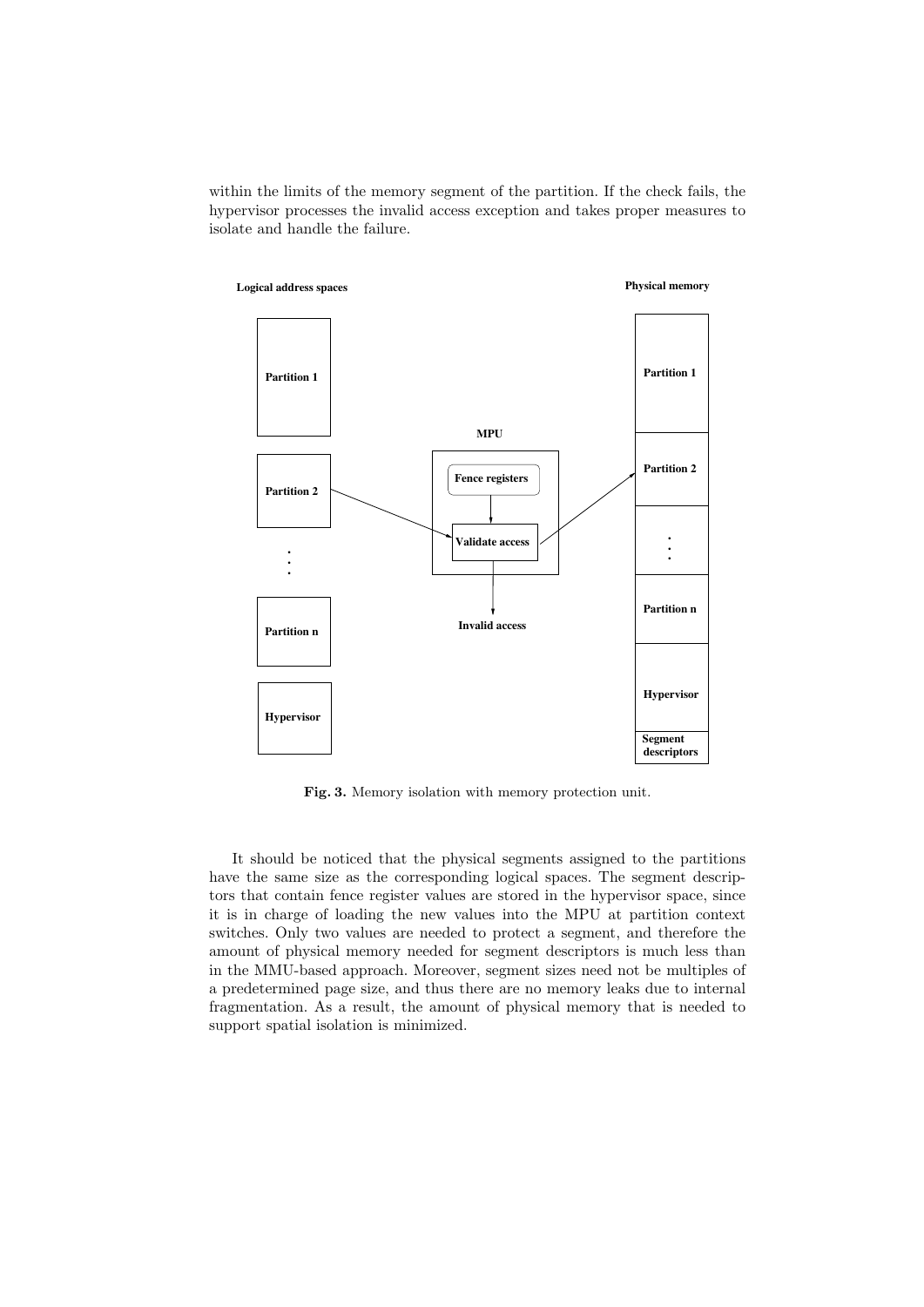within the limits of the memory segment of the partition. If the check fails, the hypervisor processes the invalid access exception and takes proper measures to isolate and handle the failure.

**Fig. 3.** Memory isolation with memory protection unit.

It should be noticed that the physical segments assigned to the partitions have the same size as the corresponding logical spaces. The segment descriptors that contain fence register values are stored in the hypervisor space, since it is in charge of loading the new values into the MPU at partition context switches. Only two values are needed to protect a segment, and therefore the amount of physical memory needed for segment descriptors is much less than in the MMU-based approach. Moreover, segment sizes need not be multiples of a predetermined page size, and thus there are no memory leaks due to internal fragmentation. As a result, the amount of physical memory that is needed to support spatial isolation is minimized.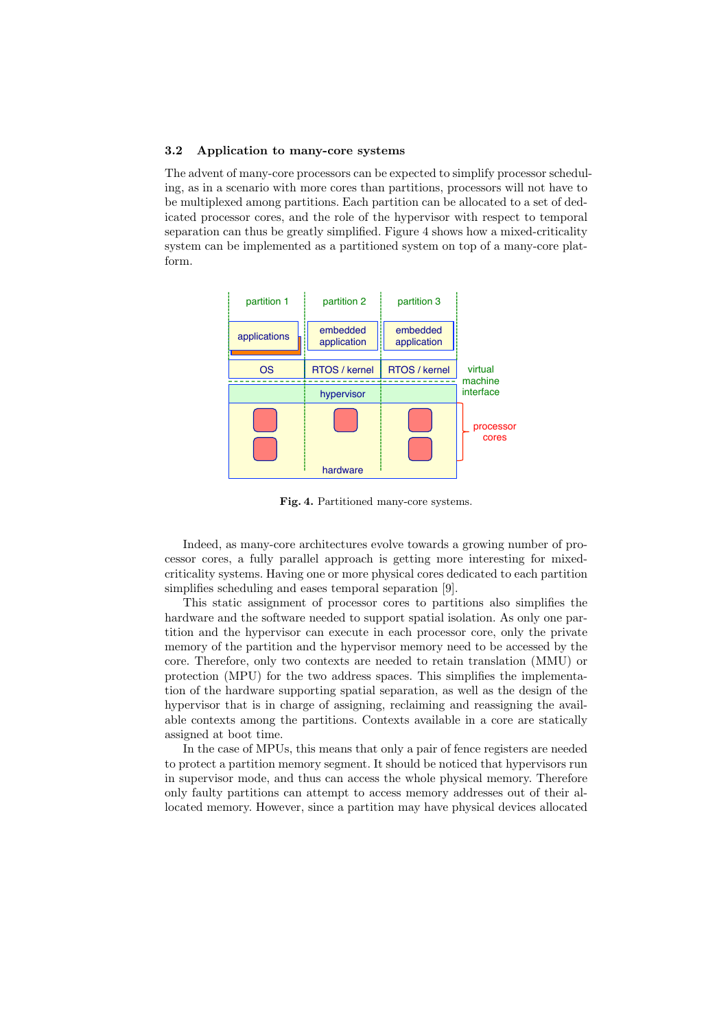### 3.2 Application to many-core systems

The advent of many-core processors can be expected to simplify processor scheduling, as in a scenario with more cores than partitions, processors will not have to be multiplexed among partitions. Each partition can be allocated to a set of dedicated processor cores, and the role of the hypervisor with respect to temporal separation can thus be greatly simplified. Figure 4 shows how a mixed-criticality system can be implemented as a partitioned system on top of a many-core platform.

**Fig. 4.** Partitioned many-core systems.

Indeed, as many-core architectures evolve towards a growing number of processor cores, a fully parallel approach is getting more interesting for mixed-criticality systems. Having one or more physical cores dedicated to each partition simplifies scheduling and eases temporal separation [9].

This static assignment of processor cores to partitions also simplifies the hardware and the software needed to support spatial isolation. As only one partition and the hypervisor can execute in each processor core, only the private memory of the partition and the hypervisor memory need to be accessed by the core. Therefore, only two contexts are needed to retain translation (MMU) or protection (MPU) for the two address spaces. This simplifies the implementation of the hardware supporting spatial separation, as well as the design of the hypervisor that is in charge of assigning, reclaiming and reassigning the available contexts among the partitions. Contexts available in a core are statically assigned at boot time.

In the case of MPUs, this means that only a pair of fence registers are needed to protect a partition memory segment. It should be noticed that hypervisors run in supervisor mode, and thus can access the whole physical memory. Therefore only faulty partitions can attempt to access memory addresses out of their allocated memory. However, since a partition may have physical devices allocated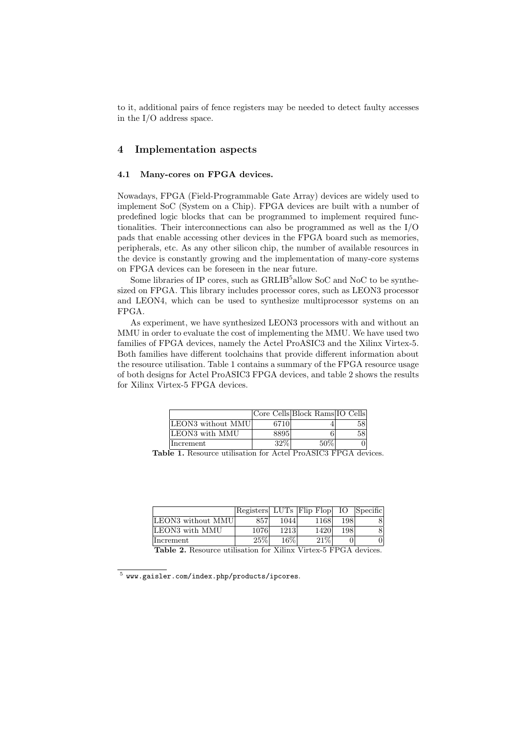to it, additional pairs of fence registers may be needed to detect faulty accesses in the I/O address space.

## 4 Implementation aspects

### 4.1 Many-cores on FPGA devices.

Nowadays, FPGA (Field-Programmable Gate Array) devices are widely used to implement SoC (System on a Chip). FPGA devices are built with a number of predefined logic blocks that can be programmed to implement required functionalities. Their interconnections can also be programmed as well as the I/O pads that enable accessing other devices in the FPGA board such as memories, peripherals, etc. As any other silicon chip, the number of available resources in the device is constantly growing and the implementation of many-core systems on FPGA devices can be foreseen in the near future.

Some libraries of IP cores, such as GRLIB[5]allow SoC and NoC to be synthesized on FPGA. This library includes processor cores, such as LEON3 processor and LEON4, which can be used to synthesize multiprocessor systems on an FPGA.

As experiment, we have synthesized LEON3 processors with and without an MMU in order to evaluate the cost of implementing the MMU. We have used two families of FPGA devices, namely the Actel ProASIC3 and the Xilinx Virtex-5. Both families have different toolchains that provide different information about the resource utilisation. Table 1 contains a summary of the FPGA resource usage of both designs for Actel ProASIC3 FPGA devices, and table 2 shows the results for Xilinx Virtex-5 FPGA devices.

| | Core Cells | Block Rams | IO Cells |
|---|---|---|---|
| LEON3 without MMU | 6710 | 4 | 58 |
| LEON3 with MMU | 8895 | 6 | 58 |
| Increment | 32% | 50% | 0 |

**Table 1.** Resource utilisation for Actel ProASIC3 FPGA devices.

| | Registers | LUTs | Flip Flop | IO | Specific |
|---|---|---|---|---|---|
| LEON3 without MMU | 857 | 1044 | 1168 | 198 | 8 |
| LEON3 with MMU | 1076 | 1213 | 1420 | 198 | 8 |
| Increment | 25% | 16% | 21% | 0 | 0 |

**Table 2.** Resource utilisation for Xilinx Virtex-5 FPGA devices.

[5] `www.gaisler.com/index.php/products/ipcores`.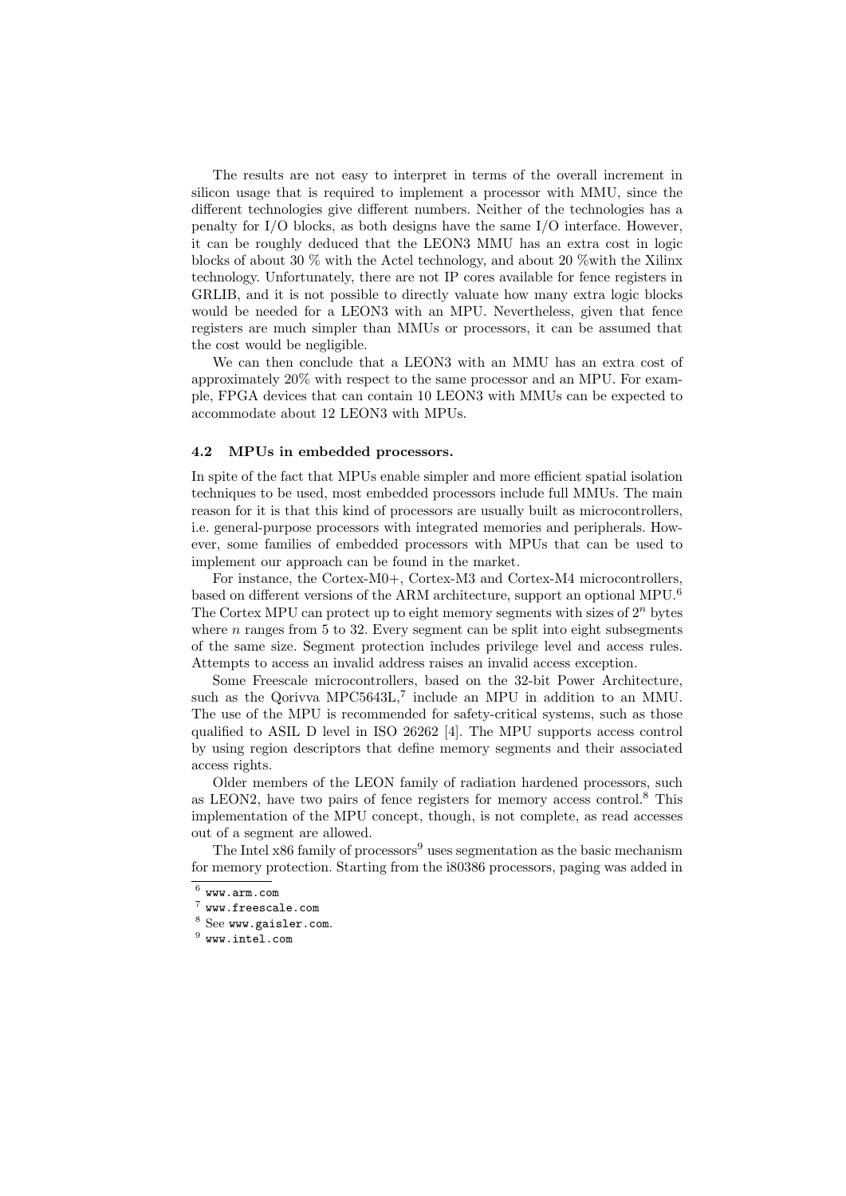The results are not easy to interpret in terms of the overall increment in silicon usage that is required to implement a processor with MMU, since the different technologies give different numbers. Neither of the technologies has a penalty for I/O blocks, as both designs have the same I/O interface. However, it can be roughly deduced that the LEON3 MMU has an extra cost in logic blocks of about 30 % with the Actel technology, and about 20 %with the Xilinx technology. Unfortunately, there are not IP cores available for fence registers in GRLIB, and it is not possible to directly valuate how many extra logic blocks would be needed for a LEON3 with an MPU. Nevertheless, given that fence registers are much simpler than MMUs or processors, it can be assumed that the cost would be negligible.

We can then conclude that a LEON3 with an MMU has an extra cost of approximately 20% with respect to the same processor and an MPU. For example, FPGA devices that can contain 10 LEON3 with MMUs can be expected to accommodate about 12 LEON3 with MPUs.

### 4.2 MPUs in embedded processors.

In spite of the fact that MPUs enable simpler and more efficient spatial isolation techniques to be used, most embedded processors include full MMUs. The main reason for it is that this kind of processors are usually built as microcontrollers, i.e. general-purpose processors with integrated memories and peripherals. However, some families of embedded processors with MPUs that can be used to implement our approach can be found in the market.

For instance, the Cortex-M0+, Cortex-M3 and Cortex-M4 microcontrollers, based on different versions of the ARM architecture, support an optional MPU.[6] The Cortex MPU can protect up to eight memory segments with sizes of $2^n$ bytes where $n$ ranges from 5 to 32. Every segment can be split into eight subsegments of the same size. Segment protection includes privilege level and access rules. Attempts to access an invalid address raises an invalid access exception.

Some Freescale microcontrollers, based on the 32-bit Power Architecture, such as the Qorivva MPC5643L,[7] include an MPU in addition to an MMU. The use of the MPU is recommended for safety-critical systems, such as those qualified to ASIL D level in ISO 26262 [4]. The MPU supports access control by using region descriptors that define memory segments and their associated access rights.

Older members of the LEON family of radiation hardened processors, such as LEON2, have two pairs of fence registers for memory access control.[8] This implementation of the MPU concept, though, is not complete, as read accesses out of a segment are allowed.

The Intel x86 family of processors[9] uses segmentation as the basic mechanism for memory protection. Starting from the i80386 processors, paging was added in

---

[6] www.arm.com

[7] www.freescale.com

[8] See www.gaisler.com.

[9] www.intel.com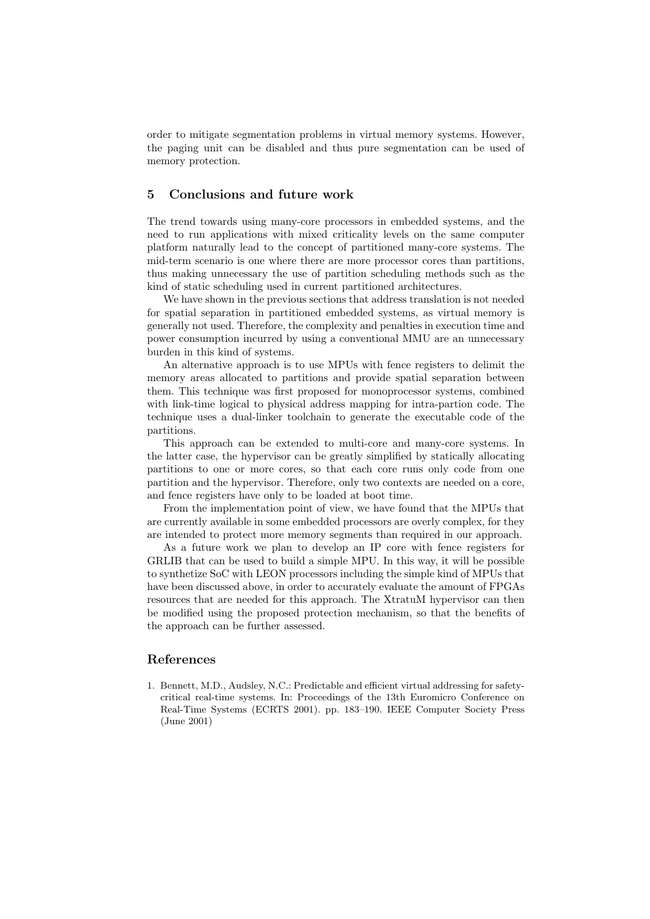order to mitigate segmentation problems in virtual memory systems. However, the paging unit can be disabled and thus pure segmentation can be used of memory protection.

## 5 Conclusions and future work

The trend towards using many-core processors in embedded systems, and the need to run applications with mixed criticality levels on the same computer platform naturally lead to the concept of partitioned many-core systems. The mid-term scenario is one where there are more processor cores than partitions, thus making unnecessary the use of partition scheduling methods such as the kind of static scheduling used in current partitioned architectures.

We have shown in the previous sections that address translation is not needed for spatial separation in partitioned embedded systems, as virtual memory is generally not used. Therefore, the complexity and penalties in execution time and power consumption incurred by using a conventional MMU are an unnecessary burden in this kind of systems.

An alternative approach is to use MPUs with fence registers to delimit the memory areas allocated to partitions and provide spatial separation between them. This technique was first proposed for monoprocessor systems, combined with link-time logical to physical address mapping for intra-partion code. The technique uses a dual-linker toolchain to generate the executable code of the partitions.

This approach can be extended to multi-core and many-core systems. In the latter case, the hypervisor can be greatly simplified by statically allocating partitions to one or more cores, so that each core runs only code from one partition and the hypervisor. Therefore, only two contexts are needed on a core, and fence registers have only to be loaded at boot time.

From the implementation point of view, we have found that the MPUs that are currently available in some embedded processors are overly complex, for they are intended to protect more memory segments than required in our approach.

As a future work we plan to develop an IP core with fence registers for GRLIB that can be used to build a simple MPU. In this way, it will be possible to synthetize SoC with LEON processors including the simple kind of MPUs that have been discussed above, in order to accurately evaluate the amount of FPGAs resources that are needed for this approach. The XtratuM hypervisor can then be modified using the proposed protection mechanism, so that the benefits of the approach can be further assessed.

## References

1. Bennett, M.D., Audsley, N.C.: Predictable and efficient virtual addressing for safety-critical real-time systems. In: Proceedings of the 13th Euromicro Conference on Real-Time Systems (ECRTS 2001). pp. 183–190. IEEE Computer Society Press (June 2001)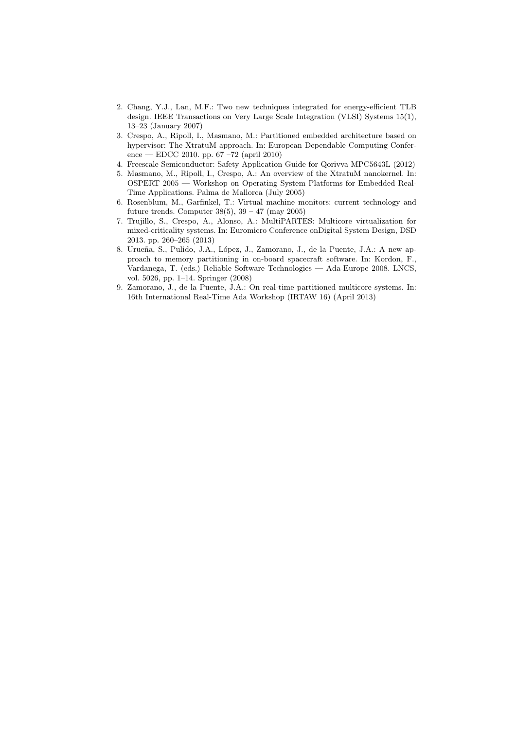2. Chang, Y.J., Lan, M.F.: Two new techniques integrated for energy-efficient TLB design. IEEE Transactions on Very Large Scale Integration (VLSI) Systems 15(1), 13–23 (January 2007)
3. Crespo, A., Ripoll, I., Masmano, M.: Partitioned embedded architecture based on hypervisor: The XtratuM approach. In: European Dependable Computing Conference — EDCC 2010. pp. 67 –72 (april 2010)
4. Freescale Semiconductor: Safety Application Guide for Qorivva MPC5643L (2012)
5. Masmano, M., Ripoll, I., Crespo, A.: An overview of the XtratuM nanokernel. In: OSPERT 2005 — Workshop on Operating System Platforms for Embedded Real-Time Applications. Palma de Mallorca (July 2005)
6. Rosenblum, M., Garfinkel, T.: Virtual machine monitors: current technology and future trends. Computer 38(5), 39 – 47 (may 2005)
7. Trujillo, S., Crespo, A., Alonso, A.: MultiPARTES: Multicore virtualization for mixed-criticality systems. In: Euromicro Conference onDigital System Design, DSD 2013. pp. 260–265 (2013)
8. Urueña, S., Pulido, J.A., López, J., Zamorano, J., de la Puente, J.A.: A new approach to memory partitioning in on-board spacecraft software. In: Kordon, F., Vardanega, T. (eds.) Reliable Software Technologies — Ada-Europe 2008. LNCS, vol. 5026, pp. 1–14. Springer (2008)
9. Zamorano, J., de la Puente, J.A.: On real-time partitioned multicore systems. In: 16th International Real-Time Ada Workshop (IRTAW 16) (April 2013)